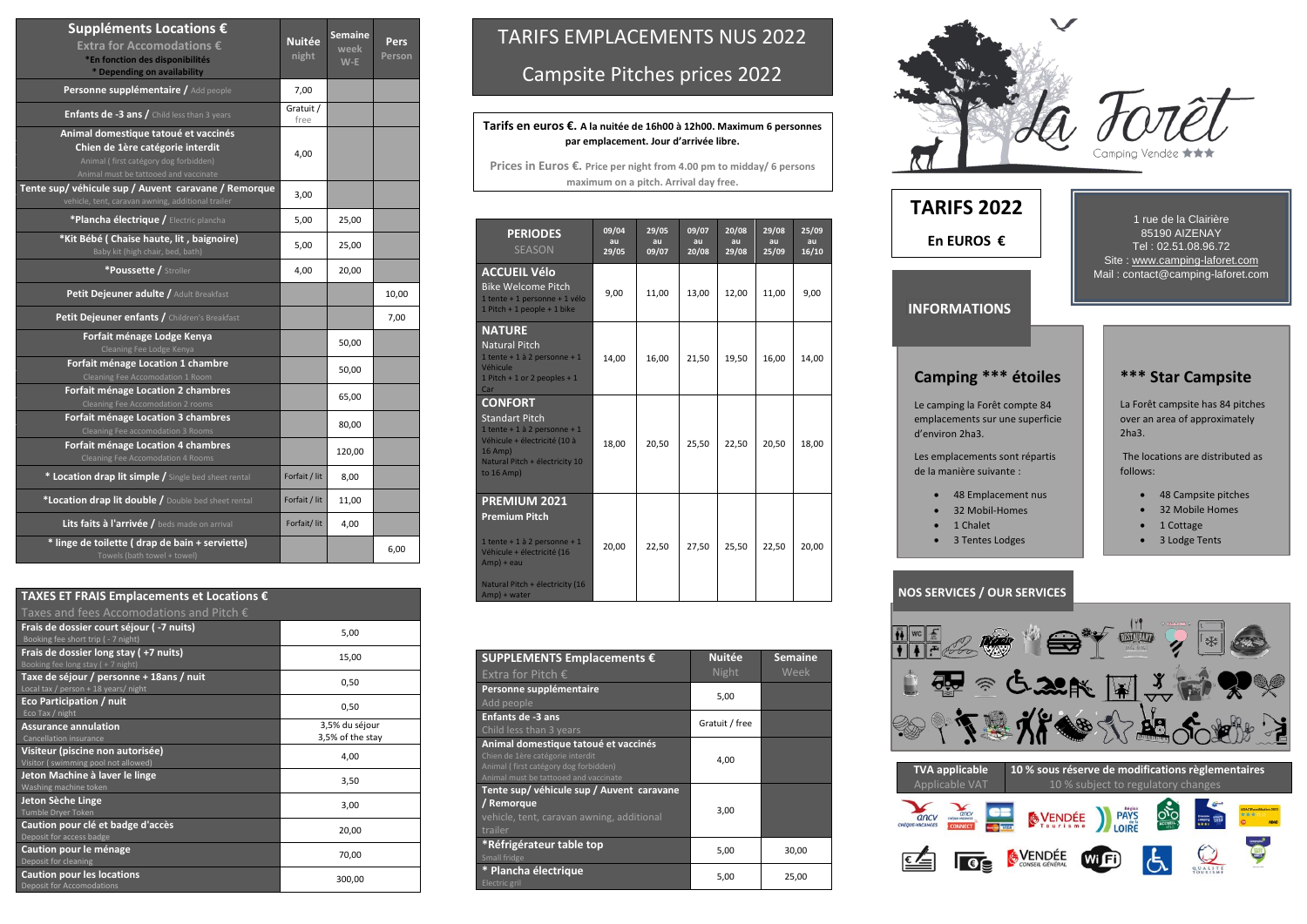| Suppléments Locations € Extra for Accomodations € *En fonction des disponibilités * Depending on availability | Nuitée night | Semaine week W-E | Pers Person |
|---|---|---|---|
| Personne supplémentaire / Add people | 7,00 | | |
| Enfants de -3 ans / Child less than 3 years | Gratuit / free | | |
| Animal domestique tatoué et vaccinés Chien de 1ère catégorie interdit Animal ( first catégory dog forbidden) Animal must be tattooed and vaccinate | 4,00 | | |
| Tente sup/ véhicule sup / Auvent caravane / Remorque vehicle, tent, caravan awning, additional trailer | 3,00 | | |
| *Plancha électrique / Electric plancha | 5,00 | 25,00 | |
| *Kit Bébé ( Chaise haute, lit , baignoire) Baby kit (high chair, bed, bath) | 5,00 | 25,00 | |
| *Poussette / Stroller | 4,00 | 20,00 | |
| Petit Dejeuner adulte / Adult Breakfast | | | 10,00 |
| Petit Dejeuner enfants / Children's Breakfast | | | 7,00 |
| Forfait ménage Lodge Kenya Cleaning Fee Lodge Kenya | | 50,00 | |
| Forfait ménage Location 1 chambre Cleaning Fee Accomodation 1 Room | | 50,00 | |
| Forfait ménage Location 2 chambres Cleaning Fee Accomodation 2 rooms | | 65,00 | |
| Forfait ménage Location 3 chambres Cleaning Fee accomodation 3 Rooms | | 80,00 | |
| Forfait ménage Location 4 chambres Cleaning Fee Accomodation 4 Rooms | | 120,00 | |
| * Location drap lit simple / Single bed sheet rental | Forfait / lit | 8,00 | |
| *Location drap lit double / Double bed sheet rental | Forfait / lit | 11,00 | |
| Lits faits à l'arrivée / beds made on arrival | Forfait/ lit | 4,00 | |
| * linge de toilette ( drap de bain + serviette) Towels (bath towel + towel) | | | 6,00 |

| TAXES ET FRAIS Emplacements et Locations € Taxes and fees Accomodations and Pitch € | |
|---|---|
| Frais de dossier court séjour ( -7 nuits) Booking fee short trip ( - 7 night) | 5,00 |
| Frais de dossier long stay ( +7 nuits) Booking fee long stay ( + 7 night) | 15,00 |
| Taxe de séjour / personne + 18ans / nuit Local tax / person + 18 years/ night | 0,50 |
| Eco Participation / nuit Eco Tax / night | 0,50 |
| Assurance annulation Cancellation insurance | 3,5% du séjour 3,5% of the stay |
| Visiteur (piscine non autorisée) Visitor ( swimming pool not allowed) | 4,00 |
| Jeton Machine à laver le linge Washing machine token | 3,50 |
| Jeton Sèche Linge Tumble Dryer Token | 3,00 |
| Caution pour clé et badge d'accès Deposit for access badge | 20,00 |
| Caution pour le ménage Deposit for cleaning | 70,00 |
| Caution pour les locations Deposit for Accomodations | 300,00 |

# TARIFS EMPLACEMENTS NUS 2022

# Campsite Pitches prices 2022

**Tarifs en euros €. A la nuitée de 16h00 à 12h00. Maximum 6 personnes par emplacement. Jour d'arrivée libre.**

Prices in Euros €. Price per night from 4.00 pm to midday/ 6 persons maximum on a pitch. Arrival day free.

| PERIODES SEASON | 09/04 au 29/05 | 29/05 au 09/07 | 09/07 au 20/08 | 20/08 au 29/08 | 29/08 au 25/09 | 25/09 au 16/10 |
|---|---|---|---|---|---|---|
| **ACCUEIL Vélo** Bike Welcome Pitch 1 tente + 1 personne + 1 vélo 1 Pitch + 1 people + 1 bike | 9,00 | 11,00 | 13,00 | 12,00 | 11,00 | 9,00 |
| **NATURE** Natural Pitch 1 tente + 1 à 2 personne + 1 Véhicule 1 Pitch + 1 or 2 peoples + 1 Car | 14,00 | 16,00 | 21,50 | 19,50 | 16,00 | 14,00 |
| **CONFORT** Standart Pitch 1 tente + 1 à 2 personne + 1 Véhicule + électricité (10 à 16 Amp) Natural Pitch + électricity 10 to 16 Amp) | 18,00 | 20,50 | 25,50 | 22,50 | 20,50 | 18,00 |
| **PREMIUM 2021** Premium Pitch 1 tente + 1 à 2 personne + 1 Véhicule + électricité (16 Amp) + eau Natural Pitch + électricity (16 Amp) + water | 20,00 | 22,50 | 27,50 | 25,50 | 22,50 | 20,00 |

| SUPPLEMENTS Emplacements € Extra for Pitch € | Nuitée Night | Semaine Week |
|---|---|---|
| Personne supplémentaire Add people | 5,00 | |
| Enfants de -3 ans Child less than 3 years | Gratuit / free | |
| Animal domestique tatoué et vaccinés Chien de 1ère catégorie interdit Animal ( first catégory dog forbidden) Animal must be tattooed and vaccinate | 4,00 | |
| Tente sup/ véhicule sup / Auvent caravane / Remorque vehicle, tent, caravan awning, additional trailer | 3,00 | |
| *Réfrigérateur table top Small fridge | 5,00 | 30,00 |
| * Plancha électrique Electric gril | 5,00 | 25,00 |

La Forêt
Camping Vendée ★★★

# TARIFS 2022

**En EUROS €**

1 rue de la Clairière
85190 AIZENAY
Tel : 02.51.08.96.72
Site : www.camping-laforet.com
Mail : contact@camping-laforet.com

## INFORMATIONS

### Camping *** étoiles

Le camping la Forêt compte 84 emplacements sur une superficie d'environ 2ha3.

Les emplacements sont répartis de la manière suivante :

- 48 Emplacement nus
- 32 Mobil-Homes
- 1 Chalet
- 3 Tentes Lodges

### *** Star Campsite

La Forêt campsite has 84 pitches over an area of approximately 2ha3.

The locations are distributed as follows:

- 48 Campsite pitches
- 32 Mobile Homes
- 1 Cottage
- 3 Lodge Tents

## NOS SERVICES / OUR SERVICES

| TVA applicable Applicable VAT | 10 % sous réserve de modifications règlementaires 10 % subject to regulatory changes |
|---|---|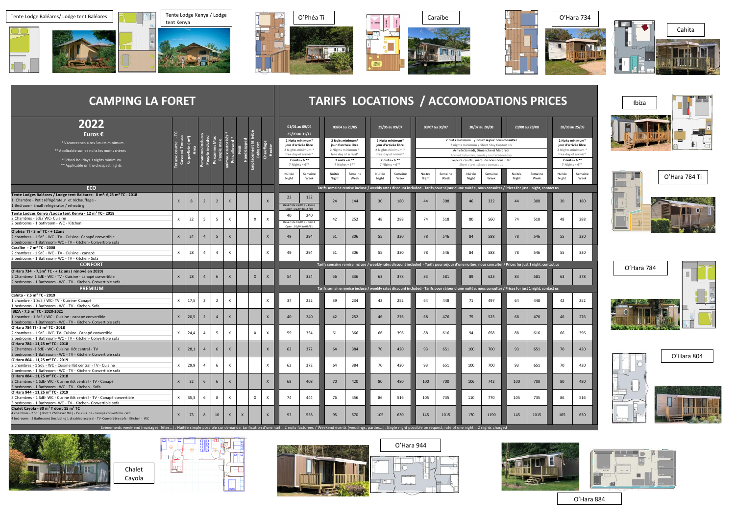Tente Lodge Baléares/ Lodge tent Baléares

Tente Lodge Kenya / Lodge tent Kenya

O'Phéa Ti

Caraïbe

O'Hara 734

Cahita

Ibiza

O'Hara 784 Ti

O'Hara 784

O'Hara 804

# CAMPING LA FORET

# TARIFS LOCATIONS / ACCOMODATIONS PRICES

## 2022

**Euros €**

\* Vacances scolaires 3 nuits minimum

\*\* Applicable sur les nuits les moins chères

\* School holidays 3 nights minimum

\*\* Applicable on the cheapest nights

| | Terasse courte - TC / Covered Terrace | Superficie (m²) / Area | Personnes incluses / People included | Personnes Max / People max | animaux autorisés * / Pets allowed * | PMR / Handicapped | Emplacement lit bébé / Baby cot | Chauffage / Heater | 01/01 au 09/04 – 25/09 au 31/12 – 2 Nuits minimum* jour d'arrivée libre / 2 Nights minimum * free day of arrival* – 7 nuits = 6 ** / 7 Nights = 6** | | 09/04 au 29/05 – 2 Nuits minimum* jour d'arrivée libre / 2 Nights minimum * free day of arrival* – 7 nuits = 6 ** / 7 Nights = 6** | | 29/05 au 09/07 – 2 Nuits minimum* jour d'arrivée libre / 2 Nights minimum * free day of arrival* – 7 nuits = 6 ** / 7 Nights = 6** | | 09/07 au 30/07 – 7 nuits minimum / Court séjour nous consulter / 7 nights minimum / Short Stay Contact Us – Arrivée Samedi, Dimanche et Mercredi / Arrival Saturday, Sunday and Wednesday – Séjours courts, merci de nous consulter / Short stays, please contact us | | 30/07 au 20/08 | | 20/08 au 28/08 | | 28/08 au 25/09 – 2 Nuits minimum* jour d'arrivée libre / 2 Nights minimum * free day of arrival* – 7 nuits = 6 ** / 7 Nights = 6** | |
|---|---|---|---|---|---|---|---|---|---|---|---|---|---|---|---|---|---|---|---|---|---|---|
| | | | | | | | | | Nuitée Night | Semaine Week | Nuitée Night | Semaine Week | Nuitée Night | Semaine Week | Nuitée Night | Semaine Week | Nuitée Night | Semaine Week | Nuitée Night | Semaine Week | Nuitée Night | Semaine Week |
| **ECO** | | | | | | | | | Tarifs semaine remise incluse / weekly rates discount included - Tarifs pour séjour d'une nuitée, nous consulter / Prices for just 1 night, contact us | | | | | | | | | | | | | |
| **Tente Lodges Baléares / Lodge tent Baléares - 8 m² - 6,25 m² TC - 2018** 1 Chambre - Petit réfrigérateur et réchauffage - 1 Bedroom - Small refrigerator / reheating | X | 8 | 2 | 2 | X | | | X | 22 (Ouvert du 01/04 au 15/10 / Open : 01/04 to 15/10) | 132 | 24 | 144 | 30 | 180 | 44 | 308 | 46 | 322 | 44 | 308 | 30 | 180 |
| **Tente Lodges Kenya /Lodge tent Kenya - 12 m² TC - 2018** 2 Chambres - SdE/ WC- Cuisine 2 bedrooms - 1 bathroom - WC - Kitchen | X | 22 | 5 | 5 | X | | X | X | 40 (Ouvert du 01/04 au 06/11 / Open : 01/04 to 06/11) | 240 | 42 | 252 | 48 | 288 | 74 | 518 | 80 | 560 | 74 | 518 | 48 | 288 |
| **O'phéa TI - 3 m² TC - + 12ans** 2 chambres - 1 SdE - WC - TV - Cuisine- Canapé convertible 2 bedrooms - 1 Bathroom- WC - TV - Kitchen- Convertible sofa | X | 24 | 4 | 5 | X | | | X | 49 | 294 | 51 | 306 | 55 | 330 | 78 | 546 | 84 | 588 | 78 | 546 | 55 | 330 |
| **Caraïbe - 7 m² TC - 2008** 2 chambres - 1 SdE - WC - TV - Cuisine - canapé 2 bedrooms - 1 Bathroom- WC - TV - Kitchen- Sofa | X | 28 | 4 | 4 | X | | | X | 49 | 294 | 51 | 306 | 55 | 330 | 78 | 546 | 84 | 588 | 78 | 546 | 55 | 330 |
| **CONFORT** | | | | | | | | | Tarifs semaine remise incluse / weekly rates discount included - Tarifs pour séjour d'une nuitée, nous consulter / Prices for just 1 night, contact us | | | | | | | | | | | | | |
| **O'Hara 734 - 7,5m² TC - + 12 ans ( rénové en 2020)** 2 Chambres- 1 SdE - WC - TV - Cuisine - canapé convertible 2 bedrooms - 1 Bathroom - WC - TV - Kitchen- Convertible sofa | X | 28 | 4 | 6 | X | | X | X | 54 | 324 | 56 | 336 | 63 | 378 | 83 | 581 | 89 | 623 | 83 | 581 | 63 | 378 |
| **PREMIUM** | | | | | | | | | Tarifs semaine remise incluse / weekly rates discount included - Tarifs pour séjour d'une nuitée, nous consulter / Prices for just 1 night, contact us | | | | | | | | | | | | | |
| **Cahita - 7,5 m² TC - 2019** 1 chambre - 1 SdE / WC - TV - Cuisine- Canapé 1 bedrooms - 1 Bathroom - WC - TV - Kitchen- Sofa | X | 17,5 | 2 | 2 | X | | | X | 37 | 222 | 39 | 234 | 42 | 252 | 64 | 448 | 71 | 497 | 64 | 448 | 42 | 252 |
| **IBIZA - 7,5 m² TC - 2020-2021** 1 chambre - 1 SdE / WC - Cuisine - canapé convertible 1 bedrooms - 1 Bathroom - WC - TV - Kitchen- Convertible sofa | X | 20,5 | 2 | 4 | X | | | X | 40 | 240 | 42 | 252 | 46 | 276 | 68 | 476 | 75 | 525 | 68 | 476 | 46 | 276 |
| **O'Hara 784 TI - 3 m² TC - 2018** 2 chambres - 1 SdE - WC- TV- Cuisine- Canapé convertible 2 bedrooms - 1 Bathroom- WC - TV - Kitchen- Convertible sofa | X | 24,4 | 4 | 5 | X | | X | X | 59 | 354 | 61 | 366 | 66 | 396 | 88 | 616 | 94 | 658 | 88 | 616 | 66 | 396 |
| **O'Hara 784 - 11,25 m² TC - 2018** 2 Chambres - 1 SdE - WC- Cuisine Ilôt central - TV 2 bedrooms - 1 Bathroom - WC - TV - Kitchen- Convertible sofa | X | 28,1 | 4 | 6 | X | | | X | 62 | 372 | 64 | 384 | 70 | 420 | 93 | 651 | 100 | 700 | 93 | 651 | 70 | 420 |
| **O'Hara 804 - 11,25 m² TC - 2019** 2 chambres - 1 SdE - WC - Cuisine Ilôt central - TV - Cuisine 2 bedrooms - 1 Bathroom - WC - TV - Kitchen- Convertible sofa | X | 29,9 | 4 | 6 | X | | | X | 62 | 372 | 64 | 384 | 70 | 420 | 93 | 651 | 100 | 700 | 93 | 651 | 70 | 420 |
| **O'Hara 884 - 11,25 m² TC - 2018** 3 Chambres - 1 SdE- WC - Cuisine ilôt central - TV - Canapé 3 bedrooms - 1 Bathroom - WC - TV - Kitchen - Sofa | X | 32 | 6 | 6 | X | | | X | 68 | 408 | 70 | 420 | 80 | 480 | 100 | 700 | 106 | 742 | 100 | 700 | 80 | 480 |
| **O'Hara 944 - 11,25 m² TC - 2019** 3 Chambres - 1 SdE- WC - Cuisine ilôt central - TV - Canapé convertible 3 bedrooms - 1 Bathroom - WC - TV - Kitchen- Convertible sofa | X | 35,3 | 6 | 8 | X | | X | X | 74 | 444 | 76 | 456 | 86 | 516 | 105 | 735 | 110 | 770 | 105 | 735 | 86 | 516 |
| **Chalet Cayola - 30 m² T dont 15 m² TC** 4 chambres - 2 SdE ( dont 1 PMR avec WC) - TV- cuisine - canapé convertible - WC 4 bedrooms - 2 Bathrooms (including 1 disabled access) - TV -Convertible sofa - Kitchen - WC | X | 75 | 8 | 10 | X | X | | X | 93 | 558 | 95 | 570 | 105 | 630 | 145 | 1015 | 170 | 1190 | 145 | 1015 | 105 | 630 |

Evènements week-end (mariages, fêtes...) : Nuitée simple possible sur demande, tarification d'une nuit = 2 nuits facturées / Weekend events (weddings, parties...): Single night possible on request, rate of one night = 2 nights charged

Chalet Cayola

O'Hara 944

O'Hara 884